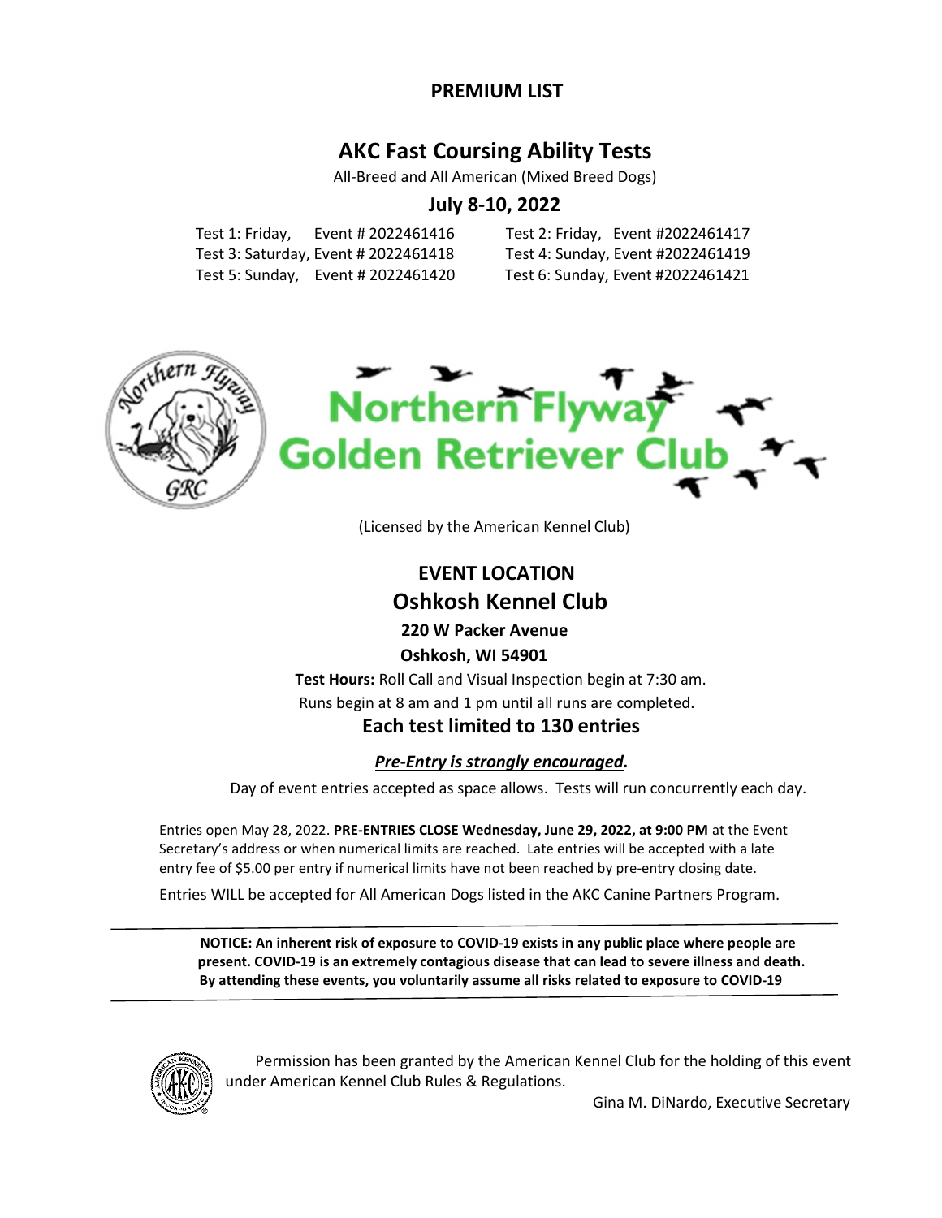# PREMIUM LIST

# AKC Fast Coursing Ability Tests

All-Breed and All American (Mixed Breed Dogs)

## July 8-10, 2022

Test 1: Friday, Event # 2022461416
Test 2: Friday, Event #2022461417
Test 3: Saturday, Event # 2022461418
Test 4: Sunday, Event #2022461419
Test 5: Sunday, Event # 2022461420
Test 6: Sunday, Event #2022461421

Northern Flyway Golden Retriever Club

(Licensed by the American Kennel Club)

## EVENT LOCATION

## Oshkosh Kennel Club

**220 W Packer Avenue**

**Oshkosh, WI 54901**

**Test Hours:** Roll Call and Visual Inspection begin at 7:30 am.
Runs begin at 8 am and 1 pm until all runs are completed.

### Each test limited to 130 entries

***Pre-Entry is strongly encouraged.***

Day of event entries accepted as space allows. Tests will run concurrently each day.

Entries open May 28, 2022. **PRE-ENTRIES CLOSE Wednesday, June 29, 2022, at 9:00 PM** at the Event Secretary's address or when numerical limits are reached. Late entries will be accepted with a late entry fee of $5.00 per entry if numerical limits have not been reached by pre-entry closing date.

Entries WILL be accepted for All American Dogs listed in the AKC Canine Partners Program.

**NOTICE: An inherent risk of exposure to COVID-19 exists in any public place where people are present. COVID-19 is an extremely contagious disease that can lead to severe illness and death. By attending these events, you voluntarily assume all risks related to exposure to COVID-19**

Permission has been granted by the American Kennel Club for the holding of this event under American Kennel Club Rules & Regulations.

Gina M. DiNardo, Executive Secretary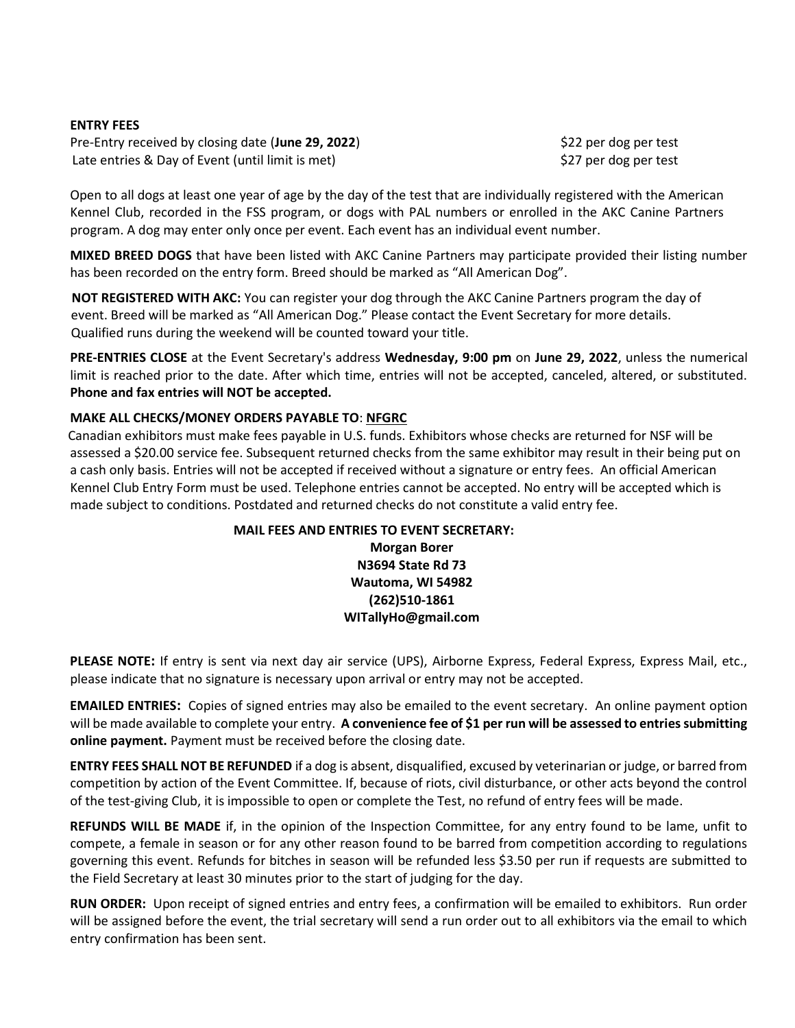**ENTRY FEES**

| | |
|---|---|
| Pre-Entry received by closing date (**June 29, 2022**) | $22 per dog per test |
| Late entries & Day of Event (until limit is met) | $27 per dog per test |

Open to all dogs at least one year of age by the day of the test that are individually registered with the American Kennel Club, recorded in the FSS program, or dogs with PAL numbers or enrolled in the AKC Canine Partners program. A dog may enter only once per event. Each event has an individual event number.

**MIXED BREED DOGS** that have been listed with AKC Canine Partners may participate provided their listing number has been recorded on the entry form. Breed should be marked as "All American Dog".

**NOT REGISTERED WITH AKC:** You can register your dog through the AKC Canine Partners program the day of event. Breed will be marked as "All American Dog." Please contact the Event Secretary for more details. Qualified runs during the weekend will be counted toward your title.

**PRE-ENTRIES CLOSE** at the Event Secretary's address **Wednesday, 9:00 pm** on **June 29, 2022**, unless the numerical limit is reached prior to the date. After which time, entries will not be accepted, canceled, altered, or substituted. **Phone and fax entries will NOT be accepted.**

**MAKE ALL CHECKS/MONEY ORDERS PAYABLE TO**: **NFGRC**

Canadian exhibitors must make fees payable in U.S. funds. Exhibitors whose checks are returned for NSF will be assessed a $20.00 service fee. Subsequent returned checks from the same exhibitor may result in their being put on a cash only basis. Entries will not be accepted if received without a signature or entry fees. An official American Kennel Club Entry Form must be used. Telephone entries cannot be accepted. No entry will be accepted which is made subject to conditions. Postdated and returned checks do not constitute a valid entry fee.

**MAIL FEES AND ENTRIES TO EVENT SECRETARY:**
**Morgan Borer**
**N3694 State Rd 73**
**Wautoma, WI 54982**
**(262)510-1861**
**WITallyHo@gmail.com**

**PLEASE NOTE:** If entry is sent via next day air service (UPS), Airborne Express, Federal Express, Express Mail, etc., please indicate that no signature is necessary upon arrival or entry may not be accepted.

**EMAILED ENTRIES:** Copies of signed entries may also be emailed to the event secretary. An online payment option will be made available to complete your entry. **A convenience fee of $1 per run will be assessed to entries submitting online payment.** Payment must be received before the closing date.

**ENTRY FEES SHALL NOT BE REFUNDED** if a dog is absent, disqualified, excused by veterinarian or judge, or barred from competition by action of the Event Committee. If, because of riots, civil disturbance, or other acts beyond the control of the test-giving Club, it is impossible to open or complete the Test, no refund of entry fees will be made.

**REFUNDS WILL BE MADE** if, in the opinion of the Inspection Committee, for any entry found to be lame, unfit to compete, a female in season or for any other reason found to be barred from competition according to regulations governing this event. Refunds for bitches in season will be refunded less $3.50 per run if requests are submitted to the Field Secretary at least 30 minutes prior to the start of judging for the day.

**RUN ORDER:** Upon receipt of signed entries and entry fees, a confirmation will be emailed to exhibitors. Run order will be assigned before the event, the trial secretary will send a run order out to all exhibitors via the email to which entry confirmation has been sent.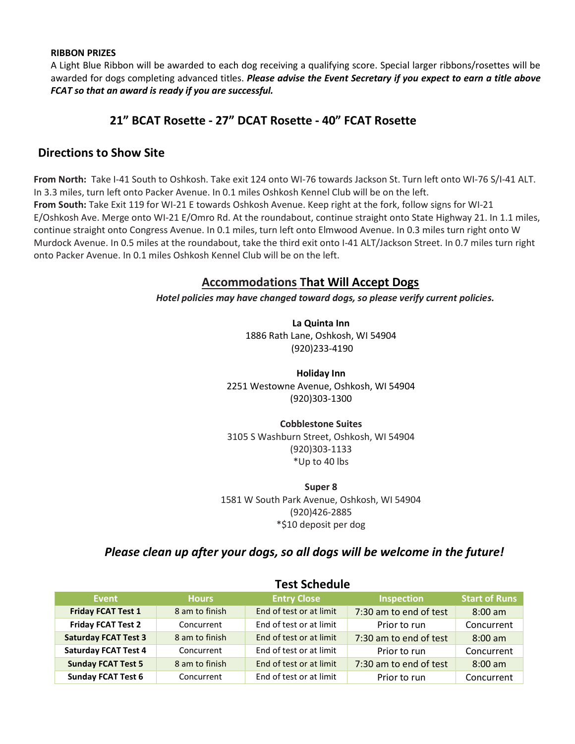**RIBBON PRIZES**

A Light Blue Ribbon will be awarded to each dog receiving a qualifying score. Special larger ribbons/rosettes will be awarded for dogs completing advanced titles. ***Please advise the Event Secretary if you expect to earn a title above FCAT so that an award is ready if you are successful.***

### 21" BCAT Rosette - 27" DCAT Rosette - 40" FCAT Rosette

## Directions to Show Site

**From North:** Take I-41 South to Oshkosh. Take exit 124 onto WI-76 towards Jackson St. Turn left onto WI-76 S/I-41 ALT. In 3.3 miles, turn left onto Packer Avenue. In 0.1 miles Oshkosh Kennel Club will be on the left.

**From South:** Take Exit 119 for WI-21 E towards Oshkosh Avenue. Keep right at the fork, follow signs for WI-21 E/Oshkosh Ave. Merge onto WI-21 E/Omro Rd. At the roundabout, continue straight onto State Highway 21. In 1.1 miles, continue straight onto Congress Avenue. In 0.1 miles, turn left onto Elmwood Avenue. In 0.3 miles turn right onto W Murdock Avenue. In 0.5 miles at the roundabout, take the third exit onto I-41 ALT/Jackson Street. In 0.7 miles turn right onto Packer Avenue. In 0.1 miles Oshkosh Kennel Club will be on the left.

## Accommodations That Will Accept Dogs

*Hotel policies may have changed toward dogs, so please verify current policies.*

**La Quinta Inn**
1886 Rath Lane, Oshkosh, WI 54904
(920)233-4190

**Holiday Inn**
2251 Westowne Avenue, Oshkosh, WI 54904
(920)303-1300

**Cobblestone Suites**
3105 S Washburn Street, Oshkosh, WI 54904
(920)303-1133
*Up to 40 lbs

**Super 8**
1581 W South Park Avenue, Oshkosh, WI 54904
(920)426-2885
*$10 deposit per dog

### *Please clean up after your dogs, so all dogs will be welcome in the future!*

### Test Schedule

| Event | Hours | Entry Close | Inspection | Start of Runs |
|---|---|---|---|---|
| **Friday FCAT Test 1** | 8 am to finish | End of test or at limit | 7:30 am to end of test | 8:00 am |
| **Friday FCAT Test 2** | Concurrent | End of test or at limit | Prior to run | Concurrent |
| **Saturday FCAT Test 3** | 8 am to finish | End of test or at limit | 7:30 am to end of test | 8:00 am |
| **Saturday FCAT Test 4** | Concurrent | End of test or at limit | Prior to run | Concurrent |
| **Sunday FCAT Test 5** | 8 am to finish | End of test or at limit | 7:30 am to end of test | 8:00 am |
| **Sunday FCAT Test 6** | Concurrent | End of test or at limit | Prior to run | Concurrent |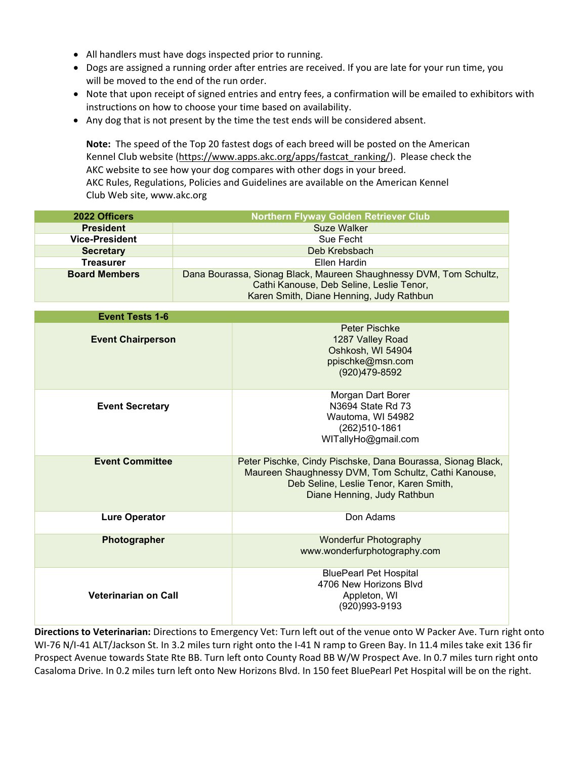- All handlers must have dogs inspected prior to running.
- Dogs are assigned a running order after entries are received. If you are late for your run time, you will be moved to the end of the run order.
- Note that upon receipt of signed entries and entry fees, a confirmation will be emailed to exhibitors with instructions on how to choose your time based on availability.
- Any dog that is not present by the time the test ends will be considered absent.

**Note:** The speed of the Top 20 fastest dogs of each breed will be posted on the American Kennel Club website (https://www.apps.akc.org/apps/fastcat_ranking/). Please check the AKC website to see how your dog compares with other dogs in your breed.
AKC Rules, Regulations, Policies and Guidelines are available on the American Kennel Club Web site, www.akc.org

| 2022 Officers | Northern Flyway Golden Retriever Club |
|---|---|
| **President** | Suze Walker |
| **Vice-President** | Sue Fecht |
| **Secretary** | Deb Krebsbach |
| **Treasurer** | Ellen Hardin |
| **Board Members** | Dana Bourassa, Sionag Black, Maureen Shaughnessy DVM, Tom Schultz, Cathi Kanouse, Deb Seline, Leslie Tenor, Karen Smith, Diane Henning, Judy Rathbun |

| Event Tests 1-6 | |
|---|---|
| **Event Chairperson** | Peter Pischke<br>1287 Valley Road<br>Oshkosh, WI 54904<br>ppischke@msn.com<br>(920)479-8592 |
| **Event Secretary** | Morgan Dart Borer<br>N3694 State Rd 73<br>Wautoma, WI 54982<br>(262)510-1861<br>WITallyHo@gmail.com |
| **Event Committee** | Peter Pischke, Cindy Pischske, Dana Bourassa, Sionag Black, Maureen Shaughnessy DVM, Tom Schultz, Cathi Kanouse, Deb Seline, Leslie Tenor, Karen Smith, Diane Henning, Judy Rathbun |
| **Lure Operator** | Don Adams |
| **Photographer** | Wonderfur Photography<br>www.wonderfurphotography.com |
| **Veterinarian on Call** | BluePearl Pet Hospital<br>4706 New Horizons Blvd<br>Appleton, WI<br>(920)993-9193 |

**Directions to Veterinarian:** Directions to Emergency Vet: Turn left out of the venue onto W Packer Ave. Turn right onto WI-76 N/I-41 ALT/Jackson St. In 3.2 miles turn right onto the I-41 N ramp to Green Bay. In 11.4 miles take exit 136 fir Prospect Avenue towards State Rte BB. Turn left onto County Road BB W/W Prospect Ave. In 0.7 miles turn right onto Casaloma Drive. In 0.2 miles turn left onto New Horizons Blvd. In 150 feet BluePearl Pet Hospital will be on the right.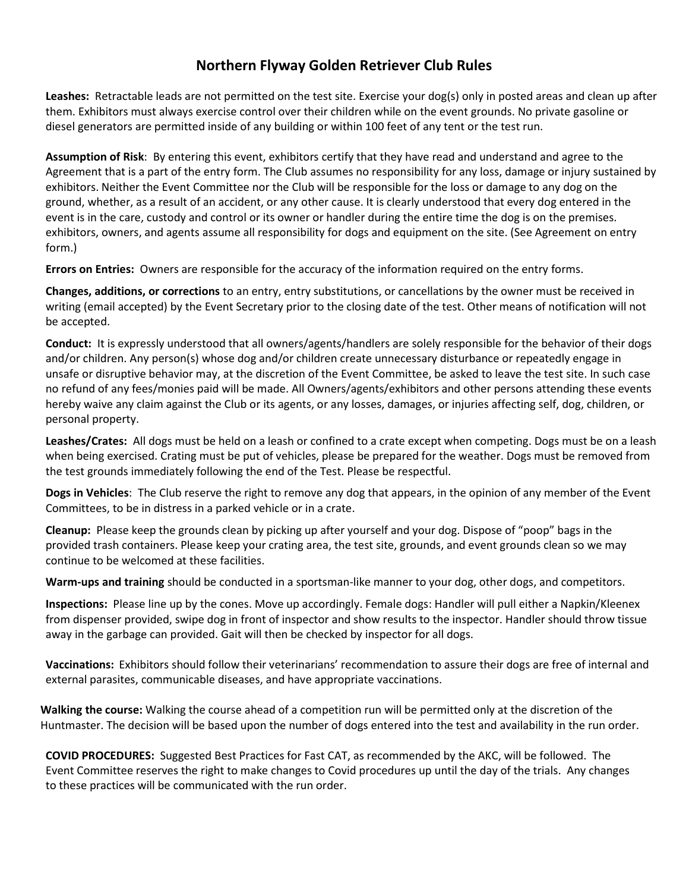# Northern Flyway Golden Retriever Club Rules

**Leashes:** Retractable leads are not permitted on the test site. Exercise your dog(s) only in posted areas and clean up after them. Exhibitors must always exercise control over their children while on the event grounds. No private gasoline or diesel generators are permitted inside of any building or within 100 feet of any tent or the test run.

**Assumption of Risk**: By entering this event, exhibitors certify that they have read and understand and agree to the Agreement that is a part of the entry form. The Club assumes no responsibility for any loss, damage or injury sustained by exhibitors. Neither the Event Committee nor the Club will be responsible for the loss or damage to any dog on the ground, whether, as a result of an accident, or any other cause. It is clearly understood that every dog entered in the event is in the care, custody and control or its owner or handler during the entire time the dog is on the premises. exhibitors, owners, and agents assume all responsibility for dogs and equipment on the site. (See Agreement on entry form.)

**Errors on Entries:** Owners are responsible for the accuracy of the information required on the entry forms.

**Changes, additions, or corrections** to an entry, entry substitutions, or cancellations by the owner must be received in writing (email accepted) by the Event Secretary prior to the closing date of the test. Other means of notification will not be accepted.

**Conduct:** It is expressly understood that all owners/agents/handlers are solely responsible for the behavior of their dogs and/or children. Any person(s) whose dog and/or children create unnecessary disturbance or repeatedly engage in unsafe or disruptive behavior may, at the discretion of the Event Committee, be asked to leave the test site. In such case no refund of any fees/monies paid will be made. All Owners/agents/exhibitors and other persons attending these events hereby waive any claim against the Club or its agents, or any losses, damages, or injuries affecting self, dog, children, or personal property.

**Leashes/Crates:** All dogs must be held on a leash or confined to a crate except when competing. Dogs must be on a leash when being exercised. Crating must be put of vehicles, please be prepared for the weather. Dogs must be removed from the test grounds immediately following the end of the Test. Please be respectful.

**Dogs in Vehicles**: The Club reserve the right to remove any dog that appears, in the opinion of any member of the Event Committees, to be in distress in a parked vehicle or in a crate.

**Cleanup:** Please keep the grounds clean by picking up after yourself and your dog. Dispose of "poop" bags in the provided trash containers. Please keep your crating area, the test site, grounds, and event grounds clean so we may continue to be welcomed at these facilities.

**Warm-ups and training** should be conducted in a sportsman-like manner to your dog, other dogs, and competitors.

**Inspections:** Please line up by the cones. Move up accordingly. Female dogs: Handler will pull either a Napkin/Kleenex from dispenser provided, swipe dog in front of inspector and show results to the inspector. Handler should throw tissue away in the garbage can provided. Gait will then be checked by inspector for all dogs.

**Vaccinations:** Exhibitors should follow their veterinarians' recommendation to assure their dogs are free of internal and external parasites, communicable diseases, and have appropriate vaccinations.

**Walking the course:** Walking the course ahead of a competition run will be permitted only at the discretion of the Huntmaster. The decision will be based upon the number of dogs entered into the test and availability in the run order.

**COVID PROCEDURES:** Suggested Best Practices for Fast CAT, as recommended by the AKC, will be followed. The Event Committee reserves the right to make changes to Covid procedures up until the day of the trials. Any changes to these practices will be communicated with the run order.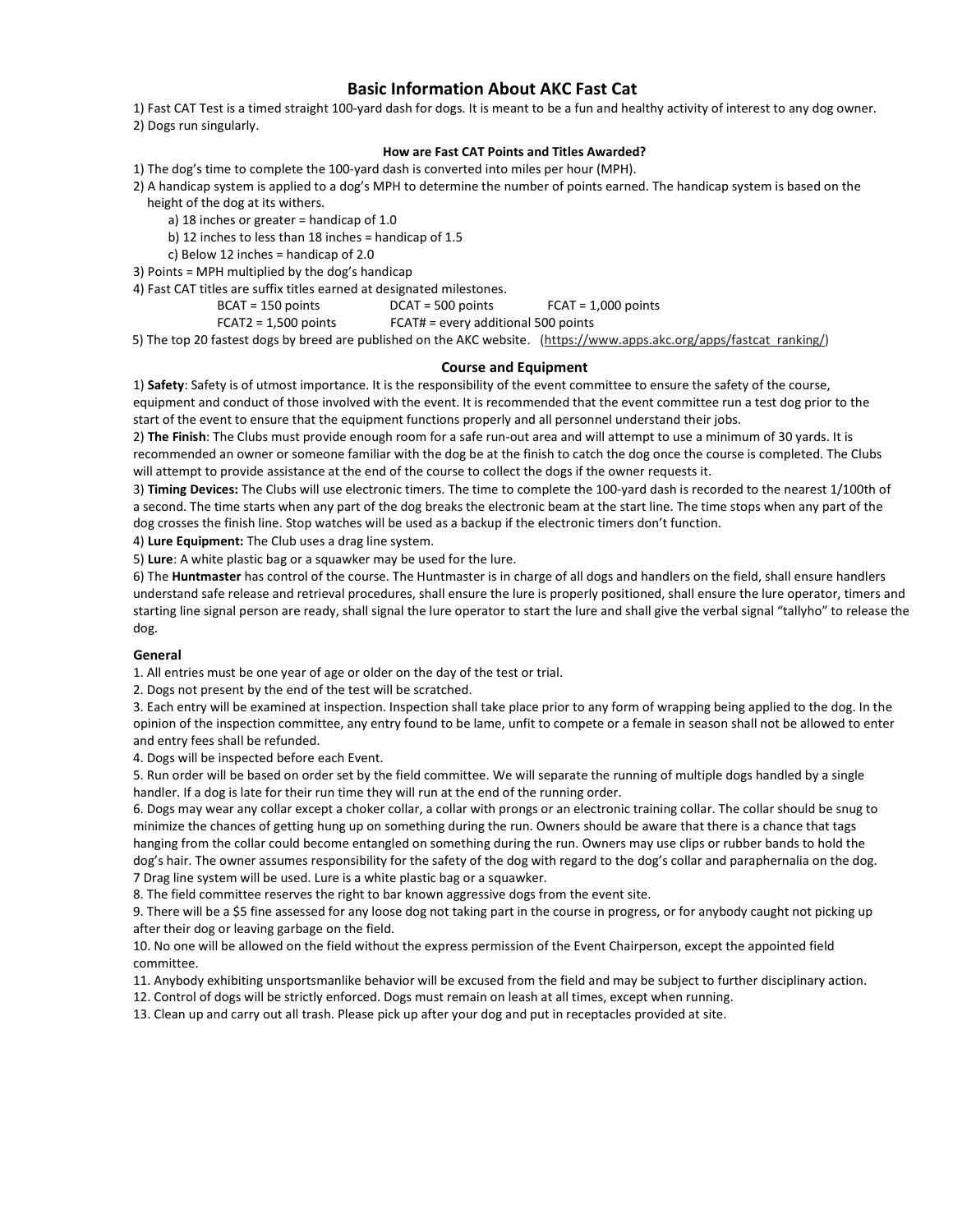# Basic Information About AKC Fast Cat

1) Fast CAT Test is a timed straight 100-yard dash for dogs. It is meant to be a fun and healthy activity of interest to any dog owner.
2) Dogs run singularly.

### How are Fast CAT Points and Titles Awarded?

1) The dog's time to complete the 100-yard dash is converted into miles per hour (MPH).
2) A handicap system is applied to a dog's MPH to determine the number of points earned. The handicap system is based on the height of the dog at its withers.
   a) 18 inches or greater = handicap of 1.0
   b) 12 inches to less than 18 inches = handicap of 1.5
   c) Below 12 inches = handicap of 2.0
3) Points = MPH multiplied by the dog's handicap
4) Fast CAT titles are suffix titles earned at designated milestones.
   BCAT = 150 points    DCAT = 500 points    FCAT = 1,000 points
   FCAT2 = 1,500 points    FCAT# = every additional 500 points
5) The top 20 fastest dogs by breed are published on the AKC website. (https://www.apps.akc.org/apps/fastcat_ranking/)

### Course and Equipment

1) **Safety**: Safety is of utmost importance. It is the responsibility of the event committee to ensure the safety of the course, equipment and conduct of those involved with the event. It is recommended that the event committee run a test dog prior to the start of the event to ensure that the equipment functions properly and all personnel understand their jobs.
2) **The Finish**: The Clubs must provide enough room for a safe run-out area and will attempt to use a minimum of 30 yards. It is recommended an owner or someone familiar with the dog be at the finish to catch the dog once the course is completed. The Clubs will attempt to provide assistance at the end of the course to collect the dogs if the owner requests it.
3) **Timing Devices:** The Clubs will use electronic timers. The time to complete the 100-yard dash is recorded to the nearest 1/100th of a second. The time starts when any part of the dog breaks the electronic beam at the start line. The time stops when any part of the dog crosses the finish line. Stop watches will be used as a backup if the electronic timers don't function.
4) **Lure Equipment:** The Club uses a drag line system.
5) **Lure**: A white plastic bag or a squawker may be used for the lure.
6) The **Huntmaster** has control of the course. The Huntmaster is in charge of all dogs and handlers on the field, shall ensure handlers understand safe release and retrieval procedures, shall ensure the lure is properly positioned, shall ensure the lure operator, timers and starting line signal person are ready, shall signal the lure operator to start the lure and shall give the verbal signal "tallyho" to release the dog.

### General

1. All entries must be one year of age or older on the day of the test or trial.
2. Dogs not present by the end of the test will be scratched.
3. Each entry will be examined at inspection. Inspection shall take place prior to any form of wrapping being applied to the dog. In the opinion of the inspection committee, any entry found to be lame, unfit to compete or a female in season shall not be allowed to enter and entry fees shall be refunded.
4. Dogs will be inspected before each Event.
5. Run order will be based on order set by the field committee. We will separate the running of multiple dogs handled by a single handler. If a dog is late for their run time they will run at the end of the running order.
6. Dogs may wear any collar except a choker collar, a collar with prongs or an electronic training collar. The collar should be snug to minimize the chances of getting hung up on something during the run. Owners should be aware that there is a chance that tags hanging from the collar could become entangled on something during the run. Owners may use clips or rubber bands to hold the dog's hair. The owner assumes responsibility for the safety of the dog with regard to the dog's collar and paraphernalia on the dog.
7 Drag line system will be used. Lure is a white plastic bag or a squawker.
8. The field committee reserves the right to bar known aggressive dogs from the event site.
9. There will be a $5 fine assessed for any loose dog not taking part in the course in progress, or for anybody caught not picking up after their dog or leaving garbage on the field.
10. No one will be allowed on the field without the express permission of the Event Chairperson, except the appointed field committee.
11. Anybody exhibiting unsportsmanlike behavior will be excused from the field and may be subject to further disciplinary action.
12. Control of dogs will be strictly enforced. Dogs must remain on leash at all times, except when running.
13. Clean up and carry out all trash. Please pick up after your dog and put in receptacles provided at site.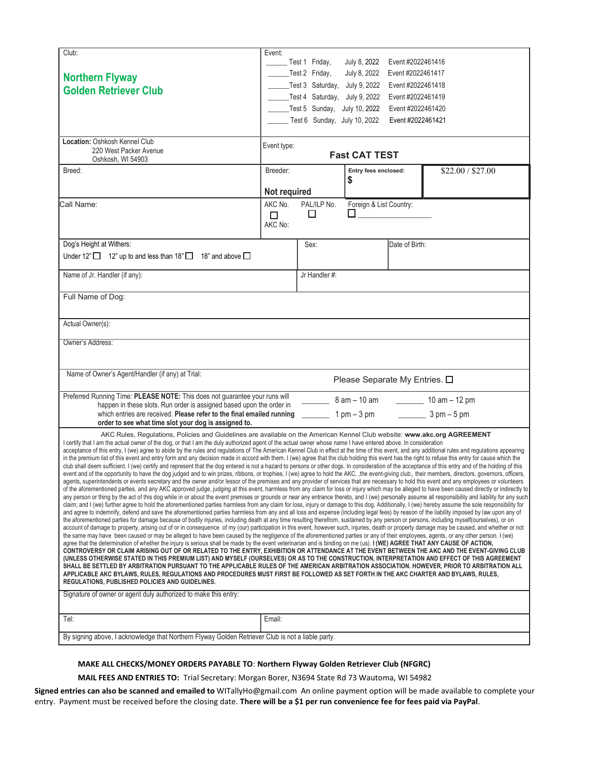| | |
|---|---|
| Club:<br><br>**Northern Flyway Golden Retriever Club** | Event:<br>______ Test 1 Friday, July 8, 2022 Event #2022461416<br>______ Test 2 Friday, July 8, 2022 Event #2022461417<br>______ Test 3 Saturday, July 9, 2022 Event #2022461418<br>______ Test 4 Saturday, July 9, 2022 Event #2022461419<br>______ Test 5 Sunday, July 10, 2022 Event #2022461420<br>______ Test 6 Sunday, July 10, 2022 Event #2022461421 |
| **Location:** Oshkosh Kennel Club<br>220 West Packer Avenue<br>Oshkosh, WI 54903 | Event type:<br>**Fast CAT TEST** |

| | | | |
|---|---|---|---|
| Breed: | Breeder:<br><br>**Not required** | **Entry fees enclosed:**<br>**$** | $22.00 / $27.00 |
| Call Name: | AKC No. ☐ PAL/ILP No. ☐<br>AKC No: | Foreign & List Country:<br>☐ ________________ | |

| | | |
|---|---|---|
| Dog's Height at Withers:<br>Under 12" ☐ 12" up to and less than 18" ☐ 18" and above ☐ | Sex: | Date of Birth: |
| Name of Jr. Handler (if any): | Jr Handler #: | |

Full Name of Dog:

Actual Owner(s):

Owner's Address:

Name of Owner's Agent/Handler (if any) at Trial: Please Separate My Entries. ☐

Preferred Running Time: **PLEASE NOTE:** This does not guarantee your runs will happen in these slots. Run order is assigned based upon the order in which entries are received. **Please refer to the final emailed running order to see what time slot your dog is assigned to.**

______ 8 am – 10 am ______ 10 am – 12 pm
______ 1 pm – 3 pm ______ 3 pm – 5 pm

AKC Rules, Regulations, Policies and Guidelines are available on the American Kennel Club website: **www.akc.org AGREEMENT**

I certify that I am the actual owner of the dog, or that I am the duly authorized agent of the actual owner whose name I have entered above. In consideration acceptance of this entry, I (we) agree to abide by the rules and regulations of The American Kennel Club in effect at the time of this event, and any additional rules and regulations appearing in the premium list of this event and entry form and any decision made in accord with them. I (we) agree that the club holding this event has the right to refuse this entry for cause which the club shall deem sufficient. I (we) certify and represent that the dog entered is not a hazard to persons or other dogs. In consideration of the acceptance of this entry and of the holding of this event and of the opportunity to have the dog judged and to win prizes, ribbons, or trophies, I (we) agree to hold the AKC, ,the event-giving club,, their members, directors, governors, officers, agents, superintendents or events secretary and the owner and/or lessor of the premises and any provider of services that are necessary to hold this event and any employees or volunteers of the aforementioned parties, and any AKC approved judge, judging at this event, harmless from any claim for loss or injury which may be alleged to have been caused directly or indirectly to any person or thing by the act of this dog while in or about the event premises or grounds or near any entrance thereto, and I (we) personally assume all responsibility and liability for any such claim; and I (we) further agree to hold the aforementioned parties harmless from any claim for loss, injury or damage to this dog. Additionally, I (we) hereby assume the sole responsibility for and agree to indemnify, defend and save the aforementioned parties harmless from any and all loss and expense (including legal fees) by reason of the liability imposed by law upon any of the aforementioned parties for damage because of bodily injuries, including death at any time resulting therefrom, sustained by any person or persons, including myself(ourselves), or on account of damage to property, arising out of or in consequence of my (our) participation in this event, however such, injuries, death or property damage may be caused, and whether or not the same may have been caused or may be alleged to have been caused by the negligence of the aforementioned parties or any of their employees, agents, or any other person. I (we) agree that the determination of whether the injury is serious shall be made by the event veterinarian and is binding on me (us). **I (WE) AGREE THAT ANY CAUSE OF ACTION, CONTROVERSY OR CLAIM ARISING OUT OF OR RELATED TO THE ENTRY, EXHIBITION OR ATTENDANCE AT THE EVENT BETWEEN THE AKC AND THE EVENT-GIVING CLUB (UNLESS OTHERWISE STATED IN THIS PREMIUM LIST) AND MYSELF (OURSELVES) OR AS TO THE CONSTRUCTION, INTERPRETATION AND EFFECT OF THIS AGREEMENT SHALL BE SETTLED BY ARBITRATION PURSUANT TO THE APPLICABLE RULES OF THE AMERICAN ARBITRATION ASSOCIATION. HOWEVER, PRIOR TO ARBITRATION ALL APPLICABLE AKC BYLAWS, RULES, REGULATIONS AND PROCEDURES MUST FIRST BE FOLLOWED AS SET FORTH IN THE AKC CHARTER AND BYLAWS, RULES, REGULATIONS, PUBLISHED POLICIES AND GUIDELINES.**

Signature of owner or agent duly authorized to make this entry:

| | |
|---|---|
| Tel: | Email: |

By signing above, I acknowledge that Northern Flyway Golden Retriever Club is not a liable party.

**MAKE ALL CHECKS/MONEY ORDERS PAYABLE TO**: **Northern Flyway Golden Retriever Club (NFGRC)**

**MAIL FEES AND ENTRIES TO:** Trial Secretary: Morgan Borer, N3694 State Rd 73 Wautoma, WI 54982

**Signed entries can also be scanned and emailed to** WITallyHo@gmail.com An online payment option will be made available to complete your entry. Payment must be received before the closing date. **There will be a $1 per run convenience fee for fees paid via PayPal**.